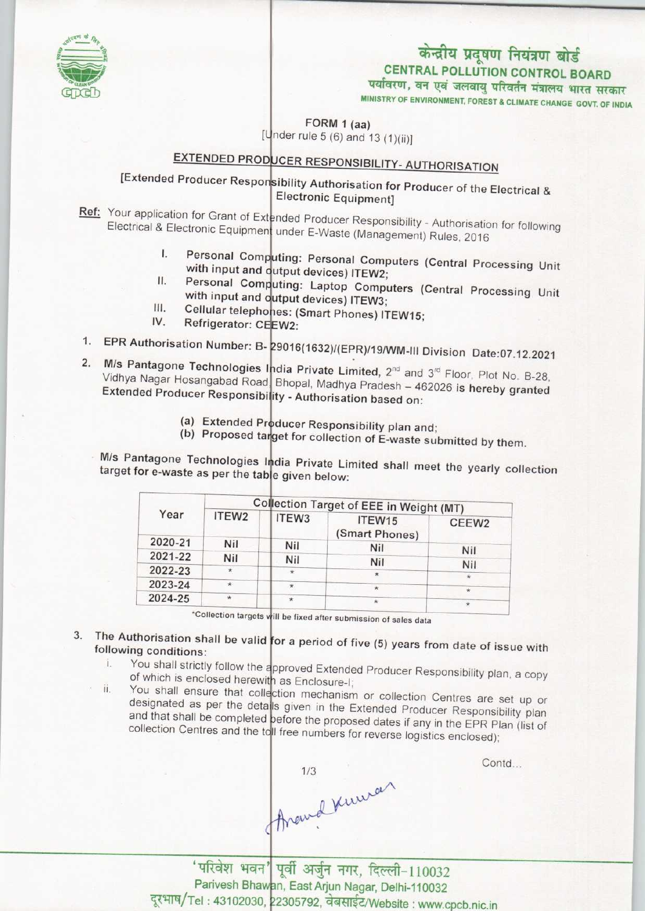# केन्द्रीय प्रदूषण नियंत्रण बोर्ड
## CENTRAL POLLUTION CONTROL BOARD
पर्यावरण, वन एवं जलवायु परिवर्तन मंत्रालय भारत सरकार
MINISTRY OF ENVIRONMENT, FOREST & CLIMATE CHANGE GOVT. OF INDIA

FORM 1 (aa)
[Under rule 5 (6) and 13 (1)(ii)]

## EXTENDED PRODUCER RESPONSIBILITY- AUTHORISATION

[Extended Producer Responsibility Authorisation for Producer of the Electrical & Electronic Equipment]

**Ref:** Your application for Grant of Extended Producer Responsibility - Authorisation for following Electrical & Electronic Equipment under E-Waste (Management) Rules, 2016

I. **Personal Computing: Personal Computers (Central Processing Unit with input and output devices) ITEW2;**
II. **Personal Computing: Laptop Computers (Central Processing Unit with input and output devices) ITEW3;**
III. **Cellular telephones: (Smart Phones) ITEW15;**
IV. **Refrigerator: CEEW2:**

1. **EPR Authorisation Number: B- 29016(1632)/(EPR)/19/WM-III Division Date:07.12.2021**
2. **M/s Pantagone Technologies India Private Limited,** 2nd and 3rd Floor, Plot No. B-28, Vidhya Nagar Hosangabad Road, Bhopal, Madhya Pradesh – 462026 **is hereby granted Extended Producer Responsibility - Authorisation based on:**

   (a) **Extended Producer Responsibility plan and;**
   (b) **Proposed target for collection of E-waste submitted by them.**

**M/s Pantagone Technologies India Private Limited shall meet the yearly collection target for e-waste as per the table given below:**

| Year | Collection Target of EEE in Weight (MT) | | | |
|---|---|---|---|---|
| | ITEW2 | ITEW3 | ITEW15 (Smart Phones) | CEEW2 |
| 2020-21 | Nil | Nil | Nil | Nil |
| 2021-22 | Nil | Nil | Nil | Nil |
| 2022-23 | * | * | * | * |
| 2023-24 | * | * | * | * |
| 2024-25 | * | * | * | * |

*Collection targets will be fixed after submission of sales data

3. **The Authorisation shall be valid for a period of five (5) years from date of issue with following conditions:**
   i. You shall strictly follow the approved Extended Producer Responsibility plan, a copy of which is enclosed herewith as Enclosure-I;
   ii. You shall ensure that collection mechanism or collection Centres are set up or designated as per the details given in the Extended Producer Responsibility plan and that shall be completed before the proposed dates if any in the EPR Plan (list of collection Centres and the toll free numbers for reverse logistics enclosed);

Contd...

Anand Kumar

'परिवेश भवन' पूर्वी अर्जुन नगर, दिल्ली-110032
Parivesh Bhawan, East Arjun Nagar, Delhi-110032
दूरभाष/Tel : 43102030, 22305792, वेबसाईट/Website : www.cpcb.nic.in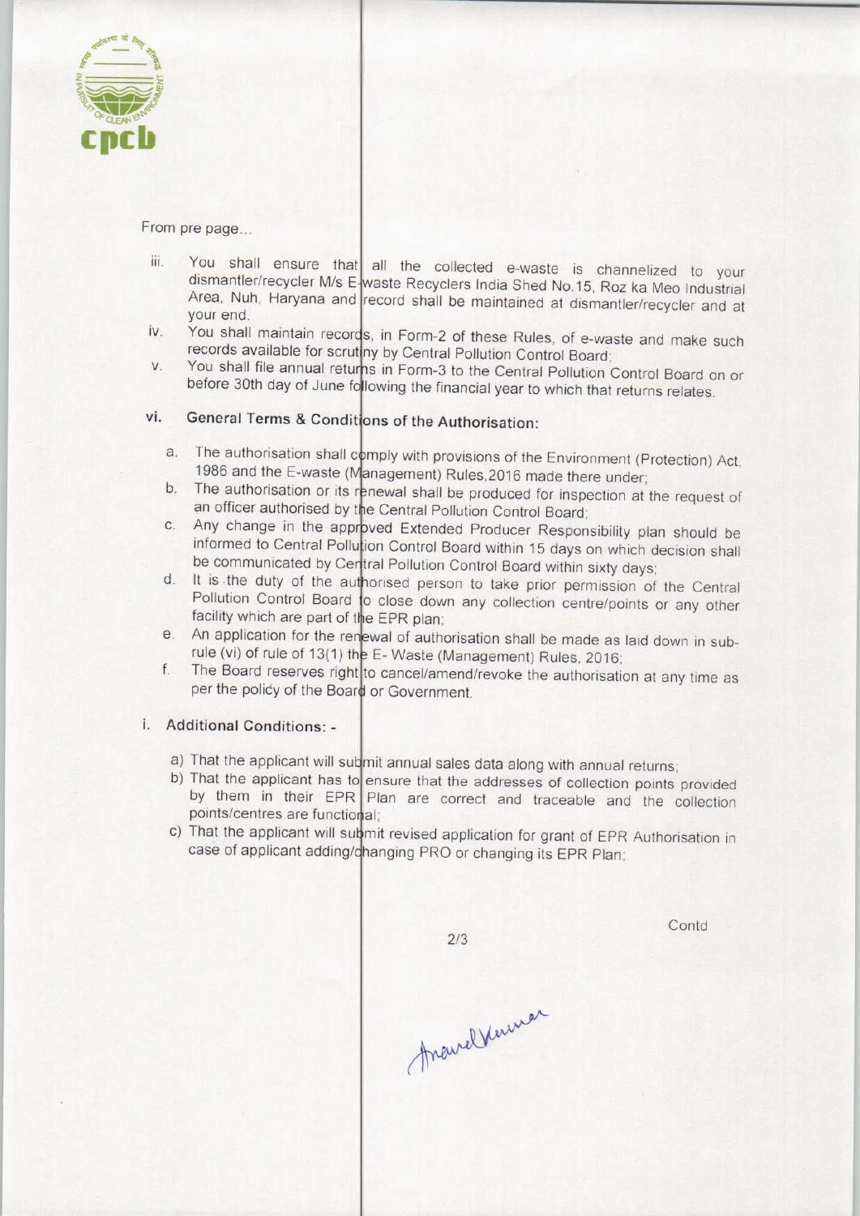From pre page...

iii. You shall ensure that all the collected e-waste is channelized to your dismantler/recycler M/s E-waste Recyclers India Shed No.15, Roz ka Meo Industrial Area, Nuh, Haryana and record shall be maintained at dismantler/recycler and at your end.

iv. You shall maintain records, in Form-2 of these Rules, of e-waste and make such records available for scrutiny by Central Pollution Control Board;

v. You shall file annual returns in Form-3 to the Central Pollution Control Board on or before 30th day of June following the financial year to which that returns relates.

## vi. General Terms & Conditions of the Authorisation:

a. The authorisation shall comply with provisions of the Environment (Protection) Act, 1986 and the E-waste (Management) Rules,2016 made there under;

b. The authorisation or its renewal shall be produced for inspection at the request of an officer authorised by the Central Pollution Control Board;

c. Any change in the approved Extended Producer Responsibility plan should be informed to Central Pollution Control Board within 15 days on which decision shall be communicated by Central Pollution Control Board within sixty days;

d. It is the duty of the authorised person to take prior permission of the Central Pollution Control Board to close down any collection centre/points or any other facility which are part of the EPR plan;

e. An application for the renewal of authorisation shall be made as laid down in sub-rule (vi) of rule of 13(1) the E- Waste (Management) Rules, 2016;

f. The Board reserves right to cancel/amend/revoke the authorisation at any time as per the policy of the Board or Government.

## i. Additional Conditions: -

a) That the applicant will submit annual sales data along with annual returns;

b) That the applicant has to ensure that the addresses of collection points provided by them in their EPR Plan are correct and traceable and the collection points/centres are functional;

c) That the applicant will submit revised application for grant of EPR Authorisation in case of applicant adding/changing PRO or changing its EPR Plan;

Contd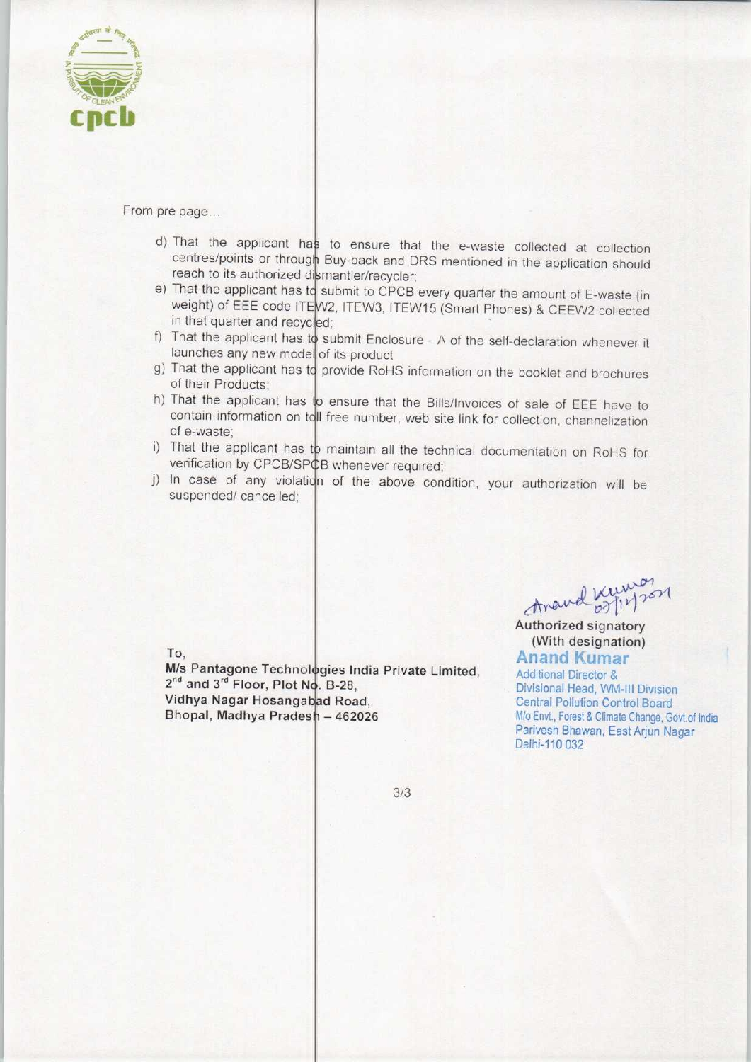From pre page...

d) That the applicant has to ensure that the e-waste collected at collection centres/points or through Buy-back and DRS mentioned in the application should reach to its authorized dismantler/recycler;

e) That the applicant has to submit to CPCB every quarter the amount of E-waste (in weight) of EEE code ITEW2, ITEW3, ITEW15 (Smart Phones) & CEEW2 collected in that quarter and recycled;

f) That the applicant has to submit Enclosure - A of the self-declaration whenever it launches any new model of its product

g) That the applicant has to provide RoHS information on the booklet and brochures of their Products;

h) That the applicant has to ensure that the Bills/Invoices of sale of EEE have to contain information on toll free number, web site link for collection, channelization of e-waste;

i) That the applicant has to maintain all the technical documentation on RoHS for verification by CPCB/SPCB whenever required;

j) In case of any violation of the above condition, your authorization will be suspended/ cancelled;

Anand Kumar 07/12/2021

Authorized signatory
(With designation)

**Anand Kumar**
Additional Director &
Divisional Head, WM-III Division
Central Pollution Control Board
M/o Envt., Forest & Climate Change, Govt.of India
Parivesh Bhawan, East Arjun Nagar
Delhi-110 032

To,

**M/s Pantagone Technologies India Private Limited,**
**2nd and 3rd Floor, Plot No. B-28,**
**Vidhya Nagar Hosangabad Road,**
**Bhopal, Madhya Pradesh – 462026**